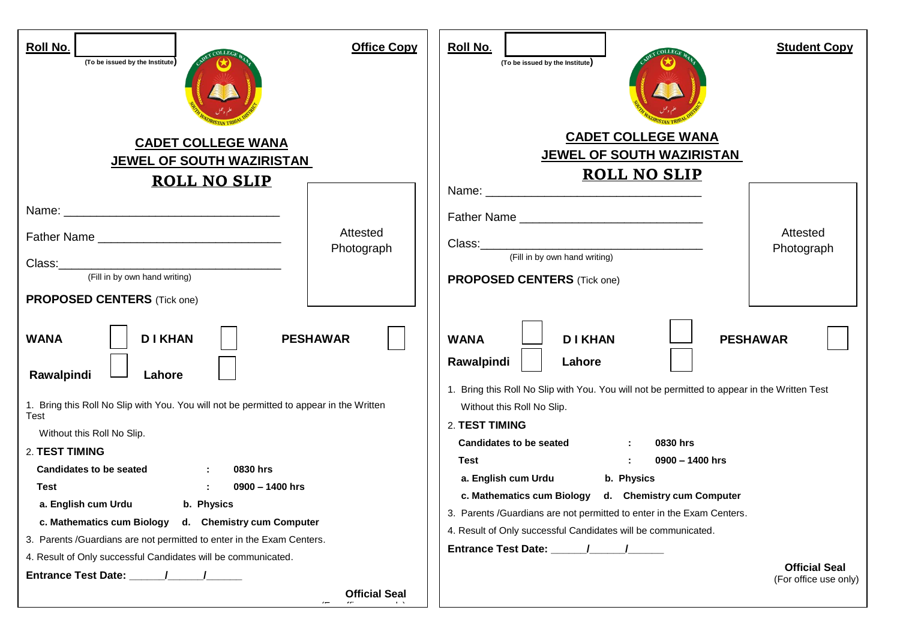**Roll No.** ____________ (To be issued by the Institute)

**Office Copy**

## CADET COLLEGE WANA

## JEWEL OF SOUTH WAZIRISTAN

## ROLL NO SLIP

Name: ________________________________

Father Name ___________________________

Class:_________________________________

(Fill in by own hand writing)

Attested Photograph

**PROPOSED CENTERS** (Tick one)

**WANA** ☐ **D I KHAN** ☐ **PESHAWAR** ☐

**Rawalpindi** ☐ **Lahore** ☐

1. Bring this Roll No Slip with You. You will not be permitted to appear in the Written Test

   Without this Roll No Slip.

2. **TEST TIMING**

   **Candidates to be seated : 0830 hrs**

   **Test : 0900 – 1400 hrs**

   **a. English cum Urdu b. Physics**

   **c. Mathematics cum Biology d. Chemistry cum Computer**

3. Parents /Guardians are not permitted to enter in the Exam Centers.
4. Result of Only successful Candidates will be communicated.

**Entrance Test Date: ______/______/______**

**Official Seal**

---

**Roll No.** ____________ (To be issued by the Institute)

**Student Copy**

## CADET COLLEGE WANA

## JEWEL OF SOUTH WAZIRISTAN

## ROLL NO SLIP

Name: ________________________________

Father Name ___________________________

Class:_________________________________

(Fill in by own hand writing)

Attested Photograph

**PROPOSED CENTERS** (Tick one)

**WANA** ☐ **D I KHAN** ☐ **PESHAWAR** ☐

**Rawalpindi** ☐ **Lahore** ☐

1. Bring this Roll No Slip with You. You will not be permitted to appear in the Written Test

   Without this Roll No Slip.

2. **TEST TIMING**

   **Candidates to be seated : 0830 hrs**

   **Test : 0900 – 1400 hrs**

   **a. English cum Urdu b. Physics**

   **c. Mathematics cum Biology d. Chemistry cum Computer**

3. Parents /Guardians are not permitted to enter in the Exam Centers.
4. Result of Only successful Candidates will be communicated.

**Entrance Test Date: ______/______/______**

**Official Seal**
(For office use only)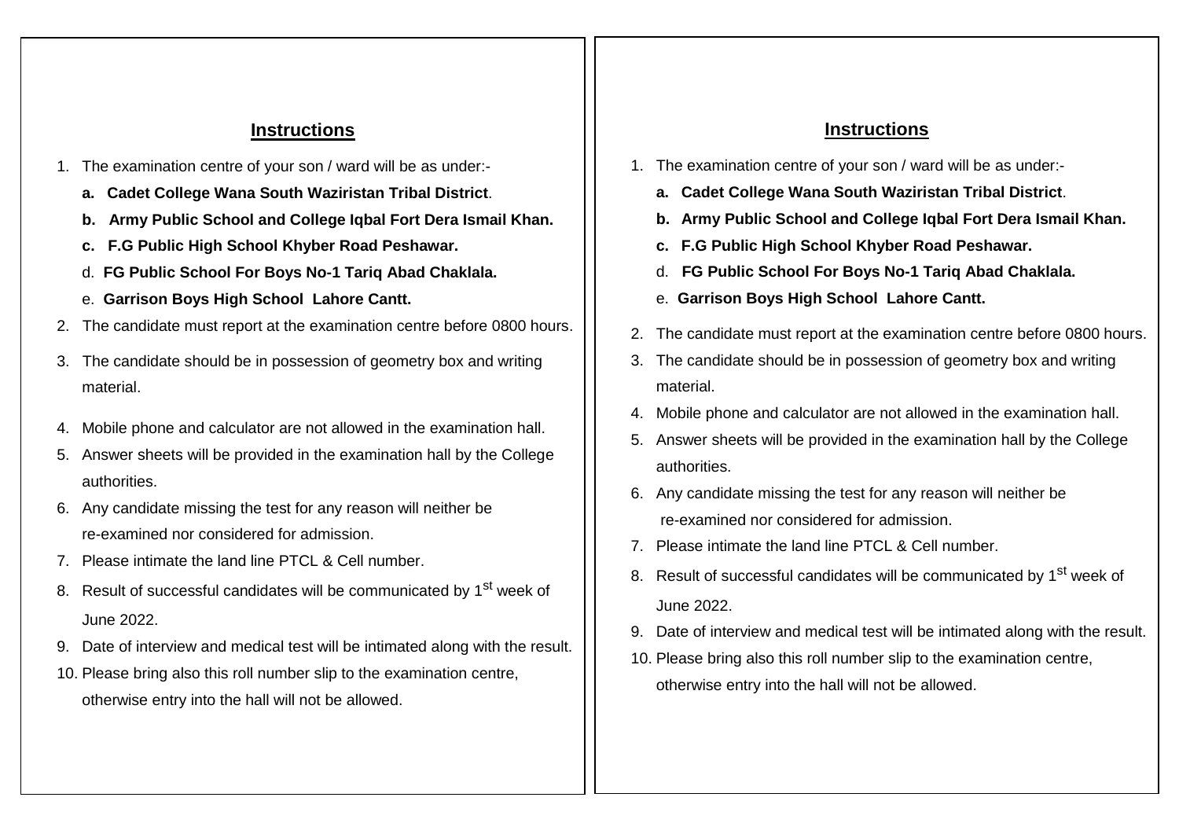## Instructions

1. The examination centre of your son / ward will be as under:-
   - **a. Cadet College Wana South Waziristan Tribal District**.
   - **b. Army Public School and College Iqbal Fort Dera Ismail Khan.**
   - **c. F.G Public High School Khyber Road Peshawar.**
   - d. **FG Public School For Boys No-1 Tariq Abad Chaklala.**
   - e. **Garrison Boys High School Lahore Cantt.**
2. The candidate must report at the examination centre before 0800 hours.
3. The candidate should be in possession of geometry box and writing material.
4. Mobile phone and calculator are not allowed in the examination hall.
5. Answer sheets will be provided in the examination hall by the College authorities.
6. Any candidate missing the test for any reason will neither be re-examined nor considered for admission.
7. Please intimate the land line PTCL & Cell number.
8. Result of successful candidates will be communicated by 1st week of June 2022.
9. Date of interview and medical test will be intimated along with the result.
10. Please bring also this roll number slip to the examination centre, otherwise entry into the hall will not be allowed.

## Instructions

1. The examination centre of your son / ward will be as under:-
   - **a. Cadet College Wana South Waziristan Tribal District**.
   - **b. Army Public School and College Iqbal Fort Dera Ismail Khan.**
   - **c. F.G Public High School Khyber Road Peshawar.**
   - d. **FG Public School For Boys No-1 Tariq Abad Chaklala.**
   - e. **Garrison Boys High School Lahore Cantt.**
2. The candidate must report at the examination centre before 0800 hours.
3. The candidate should be in possession of geometry box and writing material.
4. Mobile phone and calculator are not allowed in the examination hall.
5. Answer sheets will be provided in the examination hall by the College authorities.
6. Any candidate missing the test for any reason will neither be re-examined nor considered for admission.
7. Please intimate the land line PTCL & Cell number.
8. Result of successful candidates will be communicated by 1st week of June 2022.
9. Date of interview and medical test will be intimated along with the result.
10. Please bring also this roll number slip to the examination centre, otherwise entry into the hall will not be allowed.